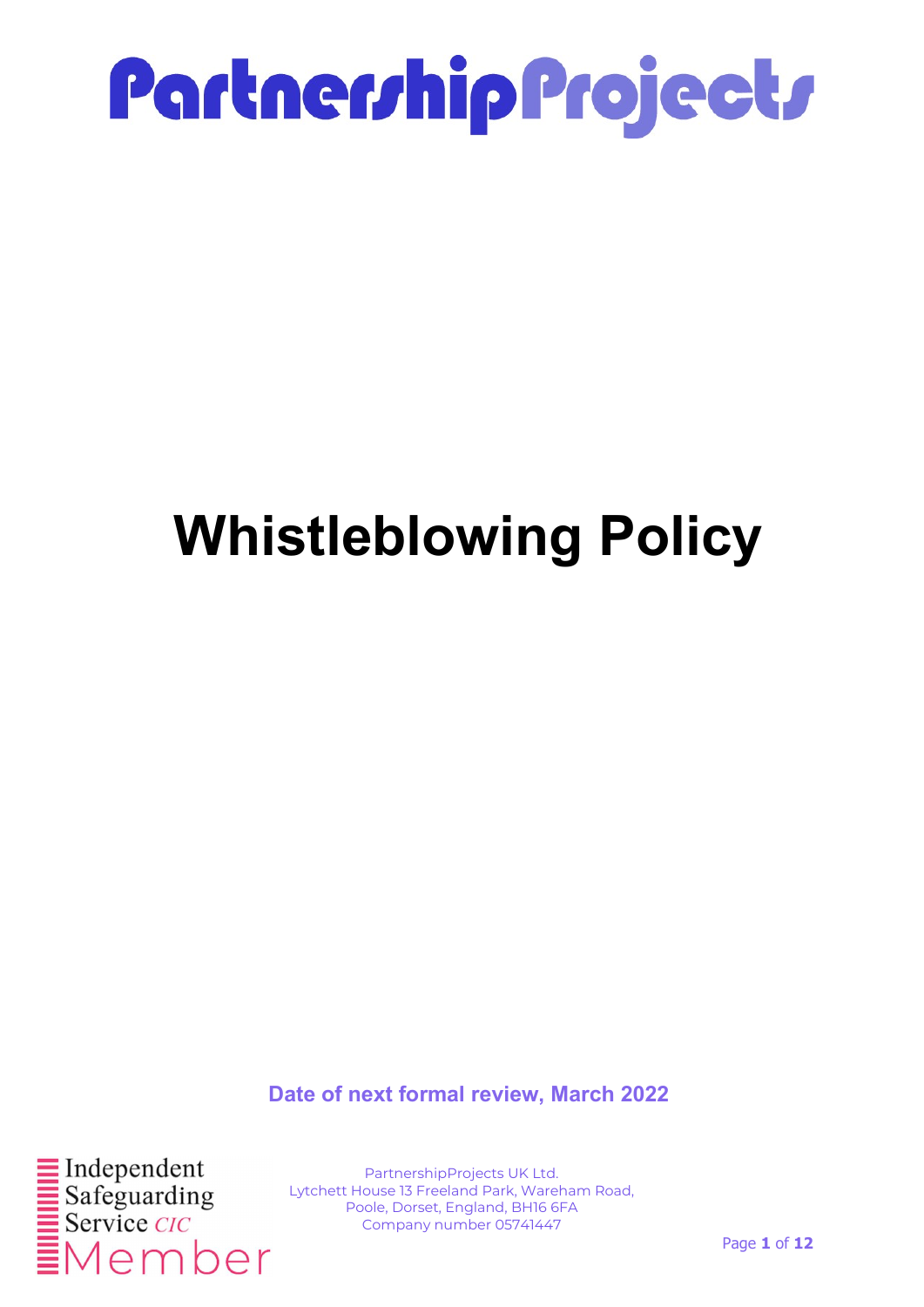# PartnershipProjects

# Whistleblowing Policy

**Date of next formal review, March 2022**

Independent Safeguarding Service CIC Member

PartnershipProjects UK Ltd.
Lytchett House 13 Freeland Park, Wareham Road,
Poole, Dorset, England, BH16 6FA
Company number 05741447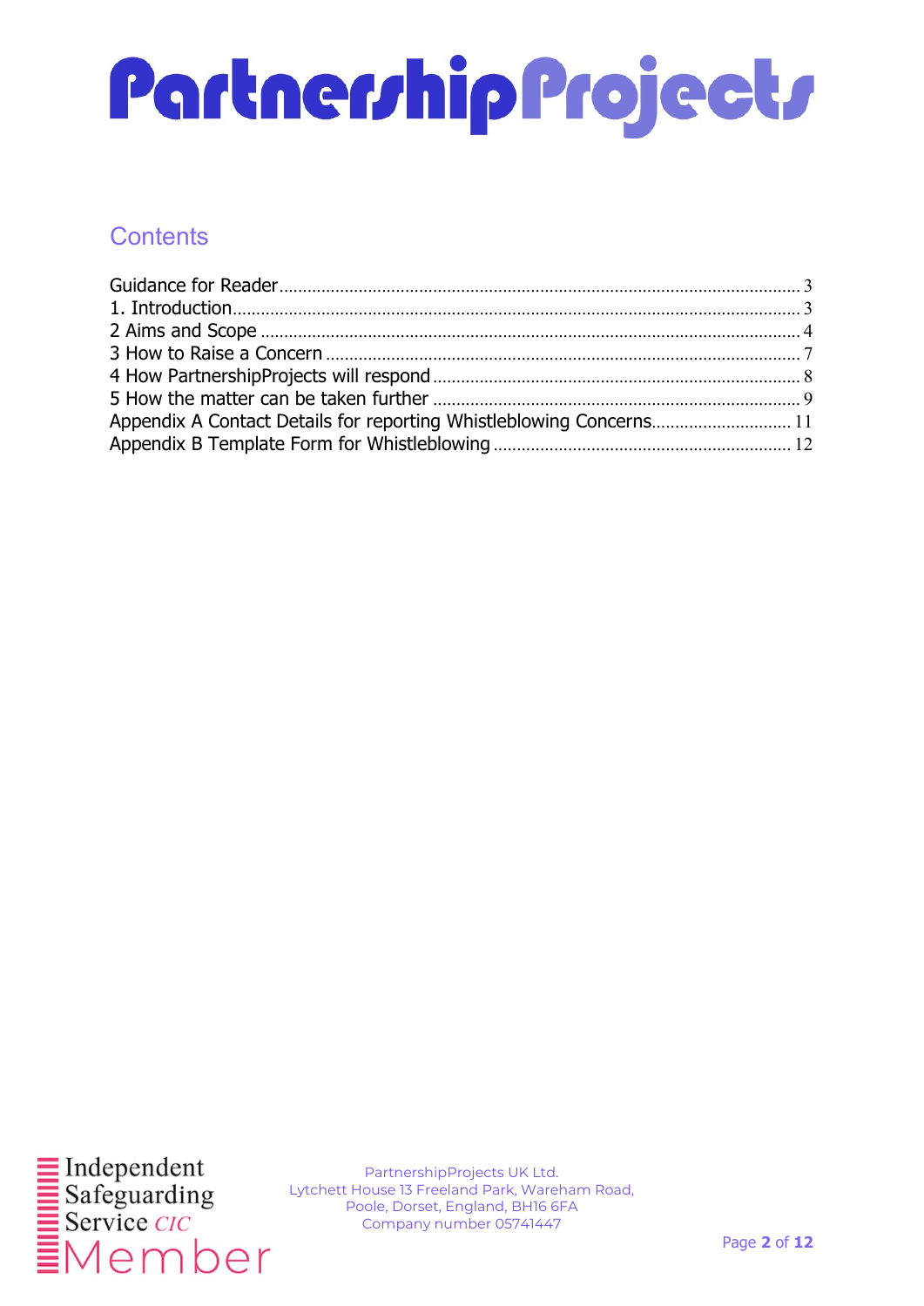# Contents

Guidance for Reader .......... 3
1. Introduction .......... 3
2 Aims and Scope .......... 4
3 How to Raise a Concern .......... 7
4 How PartnershipProjects will respond .......... 8
5 How the matter can be taken further .......... 9
Appendix A Contact Details for reporting Whistleblowing Concerns .......... 11
Appendix B Template Form for Whistleblowing .......... 12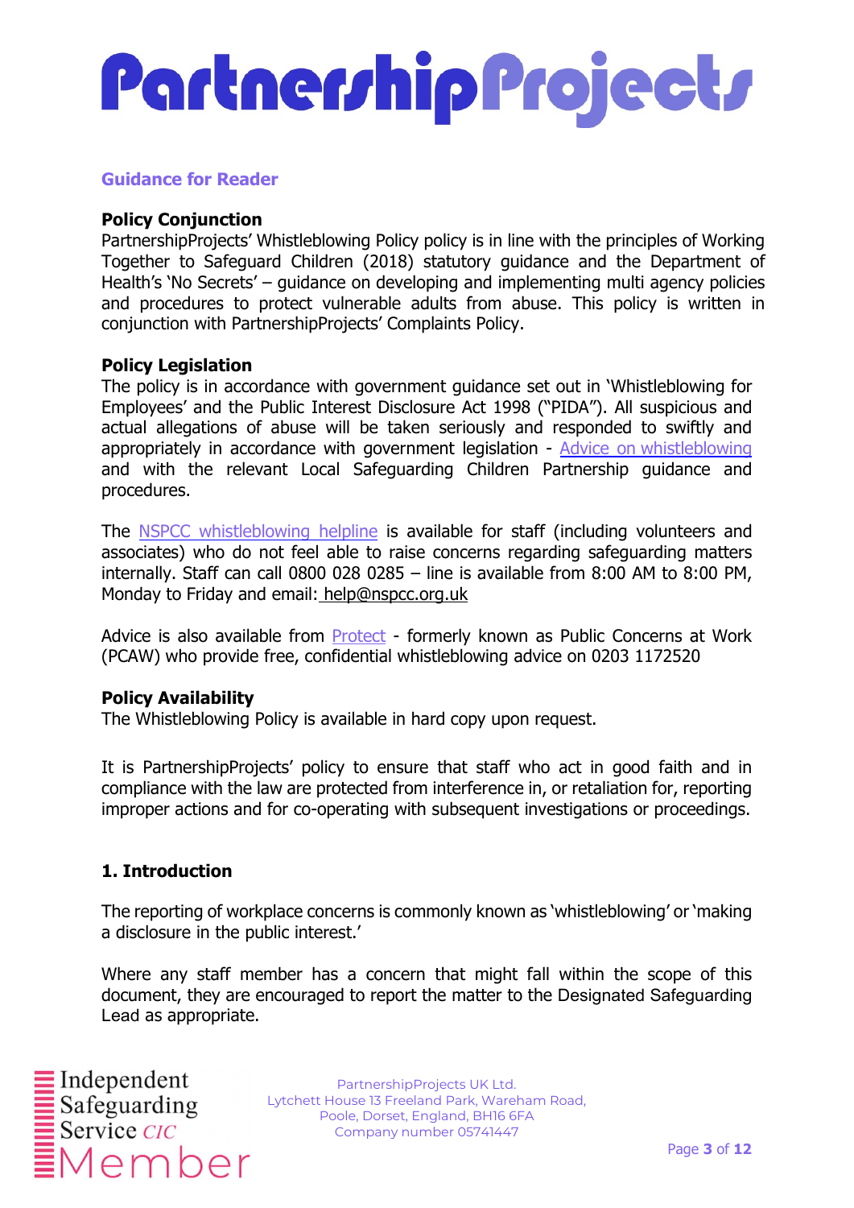## Guidance for Reader

**Policy Conjunction**
PartnershipProjects' Whistleblowing Policy policy is in line with the principles of Working Together to Safeguard Children (2018) statutory guidance and the Department of Health's 'No Secrets' – guidance on developing and implementing multi agency policies and procedures to protect vulnerable adults from abuse. This policy is written in conjunction with PartnershipProjects' Complaints Policy.

**Policy Legislation**
The policy is in accordance with government guidance set out in 'Whistleblowing for Employees' and the Public Interest Disclosure Act 1998 ("PIDA"). All suspicious and actual allegations of abuse will be taken seriously and responded to swiftly and appropriately in accordance with government legislation - Advice on whistleblowing and with the relevant Local Safeguarding Children Partnership guidance and procedures.

The NSPCC whistleblowing helpline is available for staff (including volunteers and associates) who do not feel able to raise concerns regarding safeguarding matters internally. Staff can call 0800 028 0285 – line is available from 8:00 AM to 8:00 PM, Monday to Friday and email: help@nspcc.org.uk

Advice is also available from Protect - formerly known as Public Concerns at Work (PCAW) who provide free, confidential whistleblowing advice on 0203 1172520

**Policy Availability**
The Whistleblowing Policy is available in hard copy upon request.

It is PartnershipProjects' policy to ensure that staff who act in good faith and in compliance with the law are protected from interference in, or retaliation for, reporting improper actions and for co-operating with subsequent investigations or proceedings.

## 1. Introduction

The reporting of workplace concerns is commonly known as 'whistleblowing' or 'making a disclosure in the public interest.'

Where any staff member has a concern that might fall within the scope of this document, they are encouraged to report the matter to the Designated Safeguarding Lead as appropriate.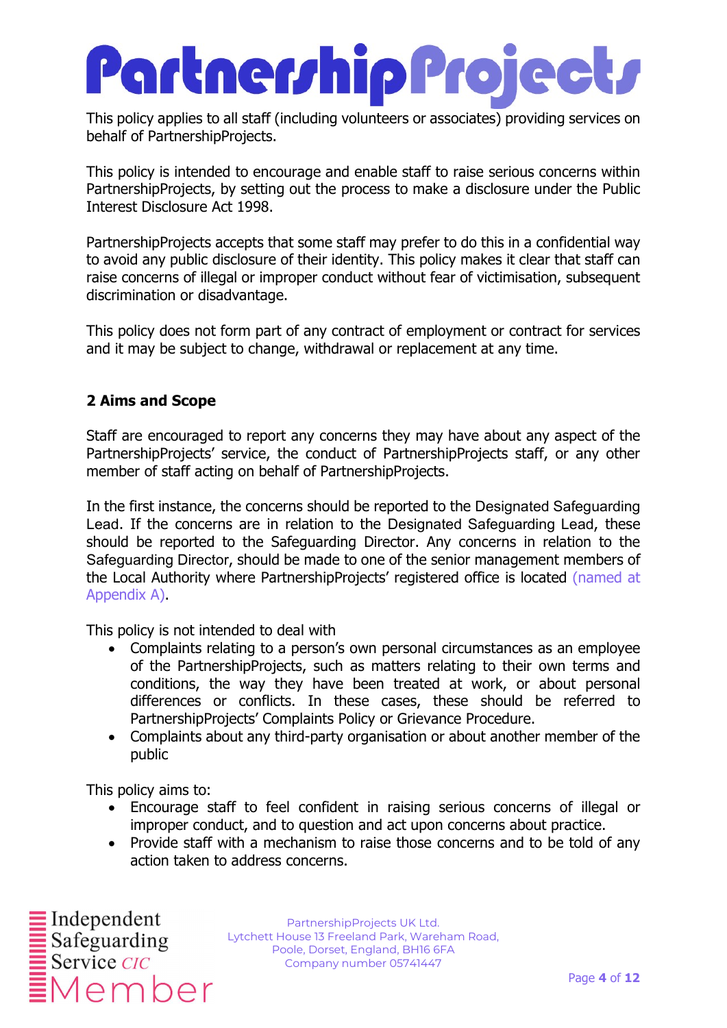This policy applies to all staff (including volunteers or associates) providing services on behalf of PartnershipProjects.

This policy is intended to encourage and enable staff to raise serious concerns within PartnershipProjects, by setting out the process to make a disclosure under the Public Interest Disclosure Act 1998.

PartnershipProjects accepts that some staff may prefer to do this in a confidential way to avoid any public disclosure of their identity. This policy makes it clear that staff can raise concerns of illegal or improper conduct without fear of victimisation, subsequent discrimination or disadvantage.

This policy does not form part of any contract of employment or contract for services and it may be subject to change, withdrawal or replacement at any time.

## 2 Aims and Scope

Staff are encouraged to report any concerns they may have about any aspect of the PartnershipProjects' service, the conduct of PartnershipProjects staff, or any other member of staff acting on behalf of PartnershipProjects.

In the first instance, the concerns should be reported to the Designated Safeguarding Lead. If the concerns are in relation to the Designated Safeguarding Lead, these should be reported to the Safeguarding Director. Any concerns in relation to the Safeguarding Director, should be made to one of the senior management members of the Local Authority where PartnershipProjects' registered office is located (named at Appendix A).

This policy is not intended to deal with

- Complaints relating to a person's own personal circumstances as an employee of the PartnershipProjects, such as matters relating to their own terms and conditions, the way they have been treated at work, or about personal differences or conflicts. In these cases, these should be referred to PartnershipProjects' Complaints Policy or Grievance Procedure.
- Complaints about any third-party organisation or about another member of the public

This policy aims to:

- Encourage staff to feel confident in raising serious concerns of illegal or improper conduct, and to question and act upon concerns about practice.
- Provide staff with a mechanism to raise those concerns and to be told of any action taken to address concerns.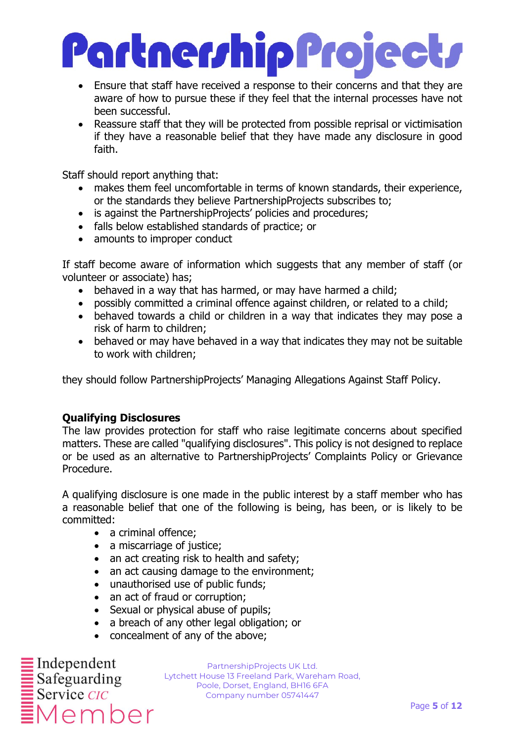- Ensure that staff have received a response to their concerns and that they are aware of how to pursue these if they feel that the internal processes have not been successful.
- Reassure staff that they will be protected from possible reprisal or victimisation if they have a reasonable belief that they have made any disclosure in good faith.

Staff should report anything that:

- makes them feel uncomfortable in terms of known standards, their experience, or the standards they believe PartnershipProjects subscribes to;
- is against the PartnershipProjects' policies and procedures;
- falls below established standards of practice; or
- amounts to improper conduct

If staff become aware of information which suggests that any member of staff (or volunteer or associate) has;

- behaved in a way that has harmed, or may have harmed a child;
- possibly committed a criminal offence against children, or related to a child;
- behaved towards a child or children in a way that indicates they may pose a risk of harm to children;
- behaved or may have behaved in a way that indicates they may not be suitable to work with children;

they should follow PartnershipProjects' Managing Allegations Against Staff Policy.

**Qualifying Disclosures**

The law provides protection for staff who raise legitimate concerns about specified matters. These are called "qualifying disclosures". This policy is not designed to replace or be used as an alternative to PartnershipProjects' Complaints Policy or Grievance Procedure.

A qualifying disclosure is one made in the public interest by a staff member who has a reasonable belief that one of the following is being, has been, or is likely to be committed:

- a criminal offence;
- a miscarriage of justice;
- an act creating risk to health and safety;
- an act causing damage to the environment;
- unauthorised use of public funds;
- an act of fraud or corruption;
- Sexual or physical abuse of pupils;
- a breach of any other legal obligation; or
- concealment of any of the above;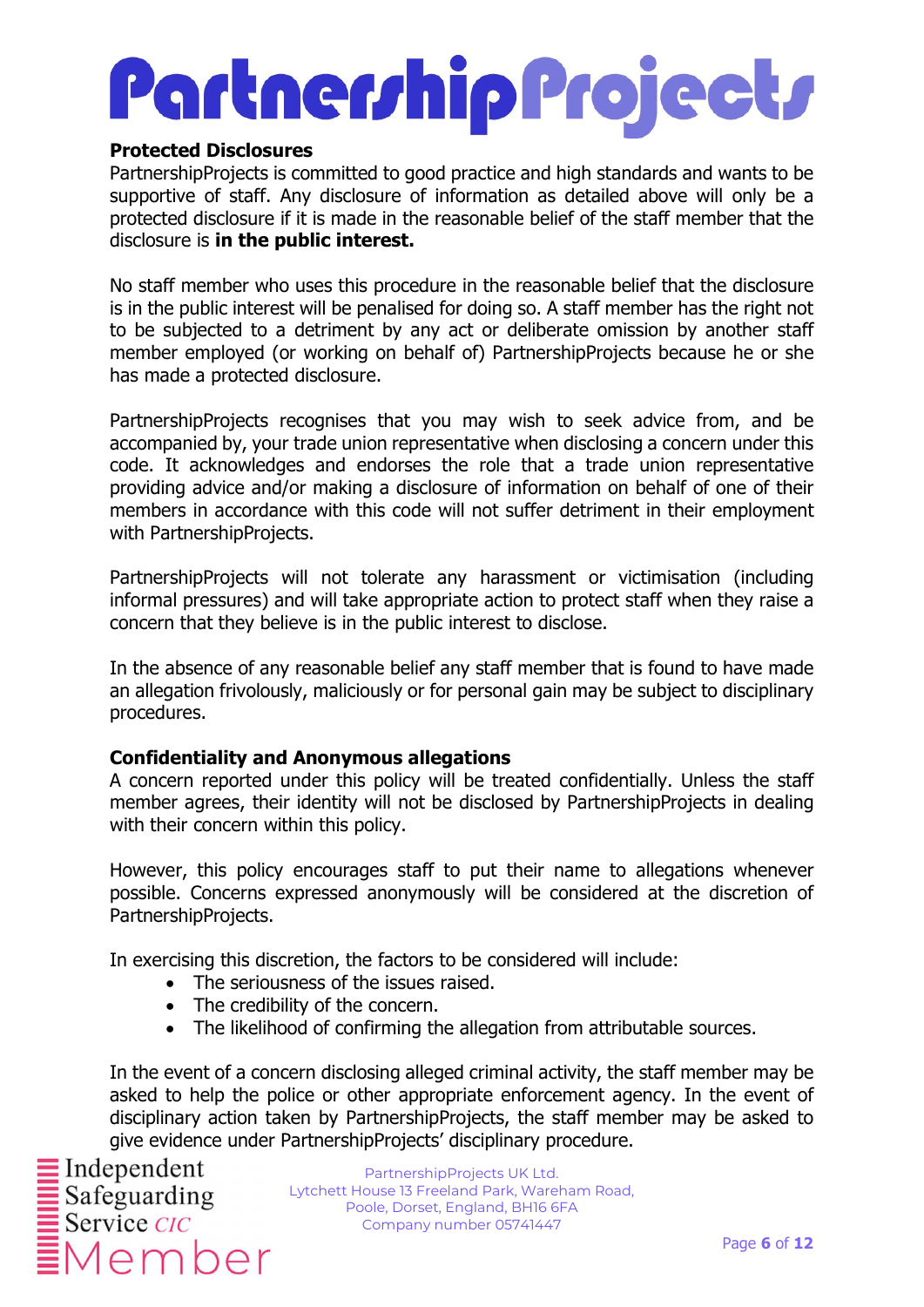### Protected Disclosures

PartnershipProjects is committed to good practice and high standards and wants to be supportive of staff. Any disclosure of information as detailed above will only be a protected disclosure if it is made in the reasonable belief of the staff member that the disclosure is **in the public interest.**

No staff member who uses this procedure in the reasonable belief that the disclosure is in the public interest will be penalised for doing so. A staff member has the right not to be subjected to a detriment by any act or deliberate omission by another staff member employed (or working on behalf of) PartnershipProjects because he or she has made a protected disclosure.

PartnershipProjects recognises that you may wish to seek advice from, and be accompanied by, your trade union representative when disclosing a concern under this code. It acknowledges and endorses the role that a trade union representative providing advice and/or making a disclosure of information on behalf of one of their members in accordance with this code will not suffer detriment in their employment with PartnershipProjects.

PartnershipProjects will not tolerate any harassment or victimisation (including informal pressures) and will take appropriate action to protect staff when they raise a concern that they believe is in the public interest to disclose.

In the absence of any reasonable belief any staff member that is found to have made an allegation frivolously, maliciously or for personal gain may be subject to disciplinary procedures.

### Confidentiality and Anonymous allegations

A concern reported under this policy will be treated confidentially. Unless the staff member agrees, their identity will not be disclosed by PartnershipProjects in dealing with their concern within this policy.

However, this policy encourages staff to put their name to allegations whenever possible. Concerns expressed anonymously will be considered at the discretion of PartnershipProjects.

In exercising this discretion, the factors to be considered will include:

- The seriousness of the issues raised.
- The credibility of the concern.
- The likelihood of confirming the allegation from attributable sources.

In the event of a concern disclosing alleged criminal activity, the staff member may be asked to help the police or other appropriate enforcement agency. In the event of disciplinary action taken by PartnershipProjects, the staff member may be asked to give evidence under PartnershipProjects' disciplinary procedure.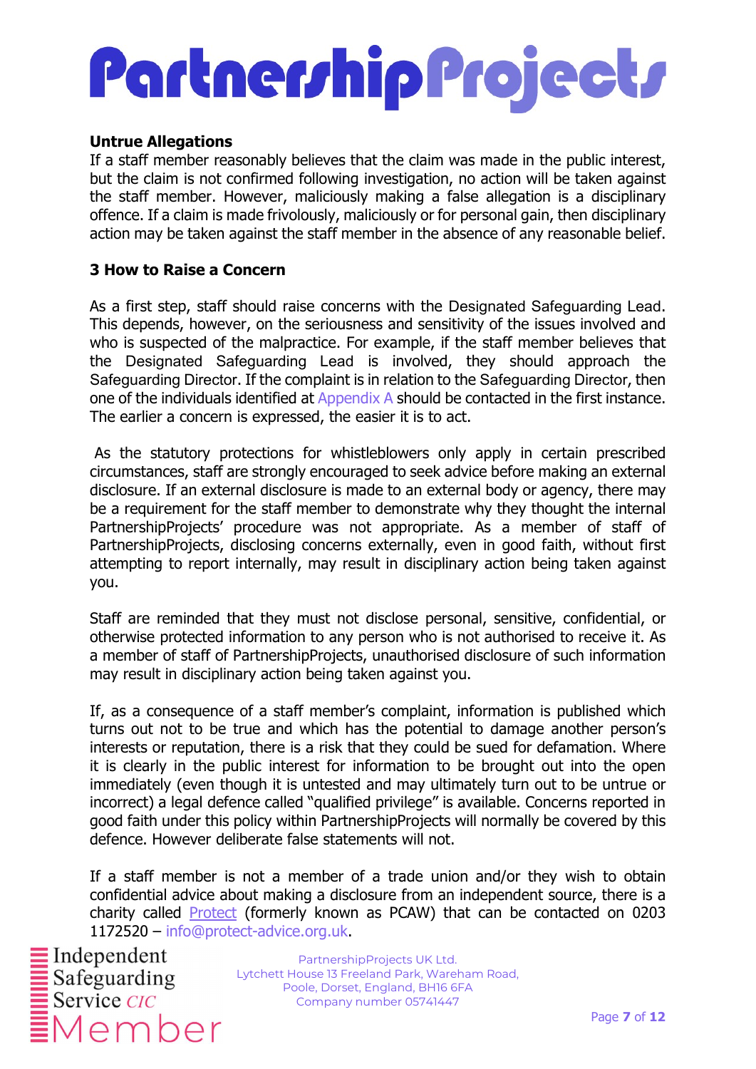**Untrue Allegations**

If a staff member reasonably believes that the claim was made in the public interest, but the claim is not confirmed following investigation, no action will be taken against the staff member. However, maliciously making a false allegation is a disciplinary offence. If a claim is made frivolously, maliciously or for personal gain, then disciplinary action may be taken against the staff member in the absence of any reasonable belief.

## 3 How to Raise a Concern

As a first step, staff should raise concerns with the Designated Safeguarding Lead. This depends, however, on the seriousness and sensitivity of the issues involved and who is suspected of the malpractice. For example, if the staff member believes that the Designated Safeguarding Lead is involved, they should approach the Safeguarding Director. If the complaint is in relation to the Safeguarding Director, then one of the individuals identified at Appendix A should be contacted in the first instance. The earlier a concern is expressed, the easier it is to act.

As the statutory protections for whistleblowers only apply in certain prescribed circumstances, staff are strongly encouraged to seek advice before making an external disclosure. If an external disclosure is made to an external body or agency, there may be a requirement for the staff member to demonstrate why they thought the internal PartnershipProjects' procedure was not appropriate. As a member of staff of PartnershipProjects, disclosing concerns externally, even in good faith, without first attempting to report internally, may result in disciplinary action being taken against you.

Staff are reminded that they must not disclose personal, sensitive, confidential, or otherwise protected information to any person who is not authorised to receive it. As a member of staff of PartnershipProjects, unauthorised disclosure of such information may result in disciplinary action being taken against you.

If, as a consequence of a staff member's complaint, information is published which turns out not to be true and which has the potential to damage another person's interests or reputation, there is a risk that they could be sued for defamation. Where it is clearly in the public interest for information to be brought out into the open immediately (even though it is untested and may ultimately turn out to be untrue or incorrect) a legal defence called "qualified privilege" is available. Concerns reported in good faith under this policy within PartnershipProjects will normally be covered by this defence. However deliberate false statements will not.

If a staff member is not a member of a trade union and/or they wish to obtain confidential advice about making a disclosure from an independent source, there is a charity called Protect (formerly known as PCAW) that can be contacted on 0203 1172520 – info@protect-advice.org.uk.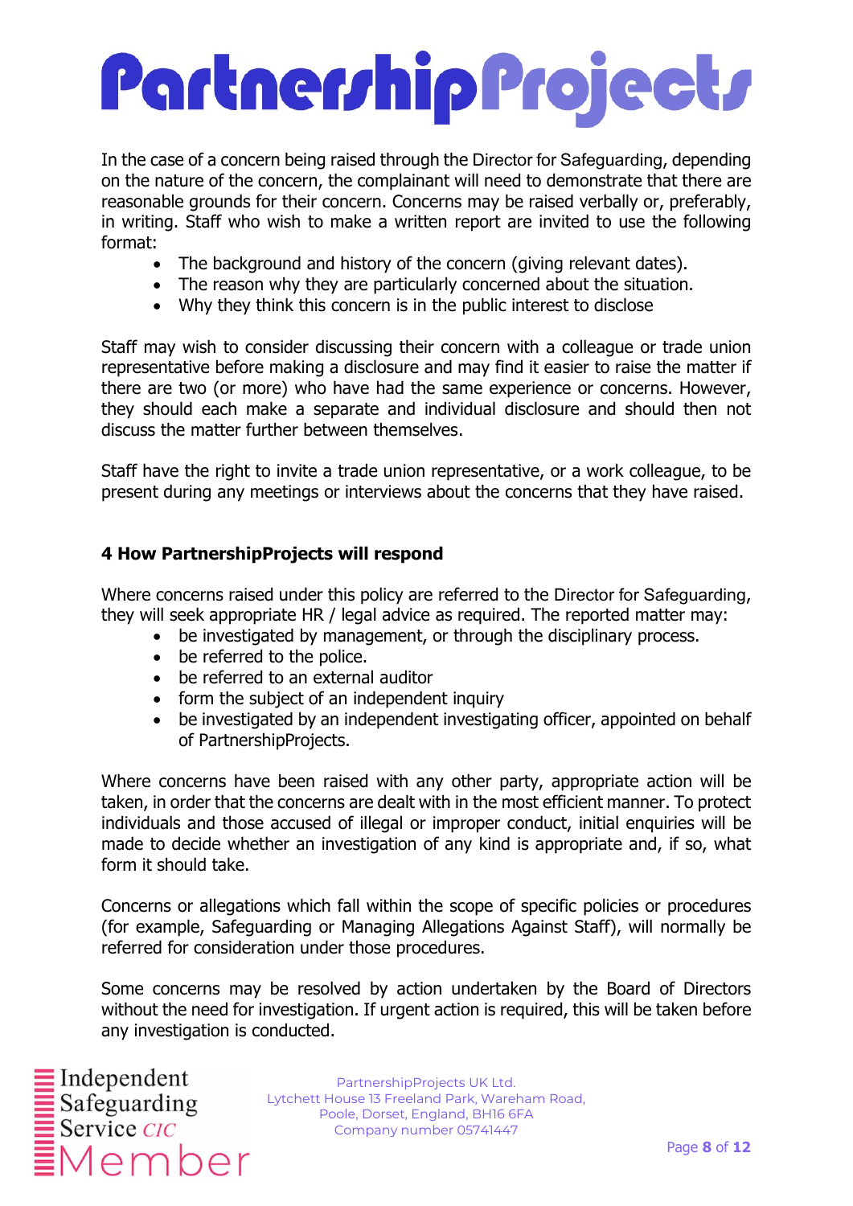In the case of a concern being raised through the Director for Safeguarding, depending on the nature of the concern, the complainant will need to demonstrate that there are reasonable grounds for their concern. Concerns may be raised verbally or, preferably, in writing. Staff who wish to make a written report are invited to use the following format:

- The background and history of the concern (giving relevant dates).
- The reason why they are particularly concerned about the situation.
- Why they think this concern is in the public interest to disclose

Staff may wish to consider discussing their concern with a colleague or trade union representative before making a disclosure and may find it easier to raise the matter if there are two (or more) who have had the same experience or concerns. However, they should each make a separate and individual disclosure and should then not discuss the matter further between themselves.

Staff have the right to invite a trade union representative, or a work colleague, to be present during any meetings or interviews about the concerns that they have raised.

## 4 How PartnershipProjects will respond

Where concerns raised under this policy are referred to the Director for Safeguarding, they will seek appropriate HR / legal advice as required. The reported matter may:

- be investigated by management, or through the disciplinary process.
- be referred to the police.
- be referred to an external auditor
- form the subject of an independent inquiry
- be investigated by an independent investigating officer, appointed on behalf of PartnershipProjects.

Where concerns have been raised with any other party, appropriate action will be taken, in order that the concerns are dealt with in the most efficient manner. To protect individuals and those accused of illegal or improper conduct, initial enquiries will be made to decide whether an investigation of any kind is appropriate and, if so, what form it should take.

Concerns or allegations which fall within the scope of specific policies or procedures (for example, Safeguarding or Managing Allegations Against Staff), will normally be referred for consideration under those procedures.

Some concerns may be resolved by action undertaken by the Board of Directors without the need for investigation. If urgent action is required, this will be taken before any investigation is conducted.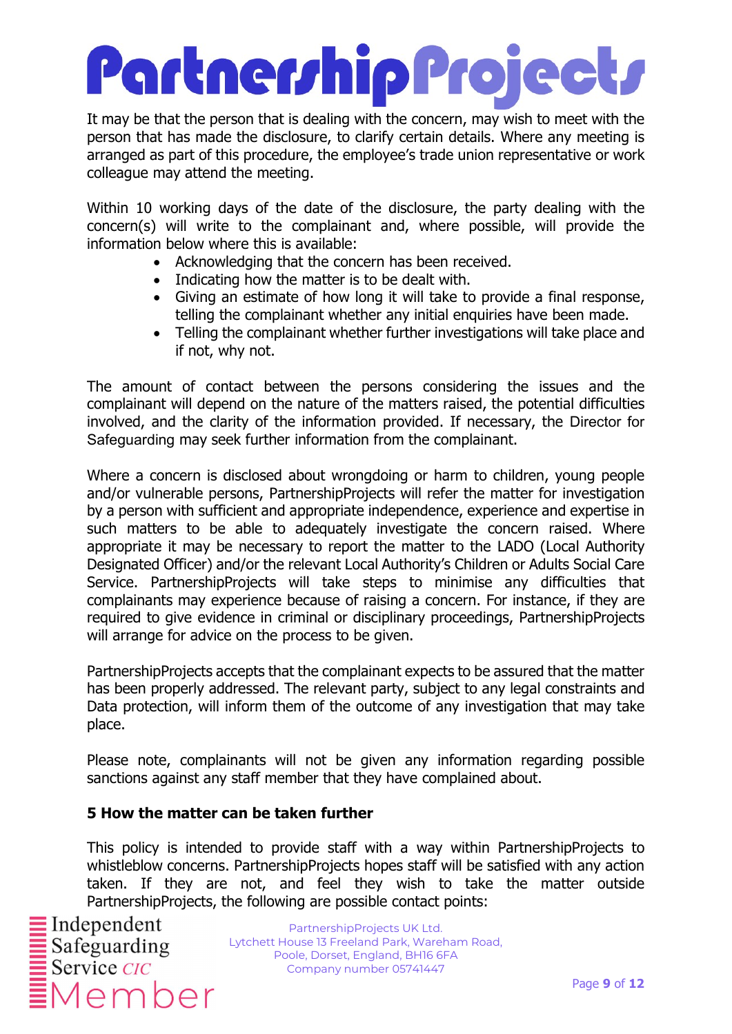It may be that the person that is dealing with the concern, may wish to meet with the person that has made the disclosure, to clarify certain details. Where any meeting is arranged as part of this procedure, the employee's trade union representative or work colleague may attend the meeting.

Within 10 working days of the date of the disclosure, the party dealing with the concern(s) will write to the complainant and, where possible, will provide the information below where this is available:

- Acknowledging that the concern has been received.
- Indicating how the matter is to be dealt with.
- Giving an estimate of how long it will take to provide a final response, telling the complainant whether any initial enquiries have been made.
- Telling the complainant whether further investigations will take place and if not, why not.

The amount of contact between the persons considering the issues and the complainant will depend on the nature of the matters raised, the potential difficulties involved, and the clarity of the information provided. If necessary, the Director for Safeguarding may seek further information from the complainant.

Where a concern is disclosed about wrongdoing or harm to children, young people and/or vulnerable persons, PartnershipProjects will refer the matter for investigation by a person with sufficient and appropriate independence, experience and expertise in such matters to be able to adequately investigate the concern raised. Where appropriate it may be necessary to report the matter to the LADO (Local Authority Designated Officer) and/or the relevant Local Authority's Children or Adults Social Care Service. PartnershipProjects will take steps to minimise any difficulties that complainants may experience because of raising a concern. For instance, if they are required to give evidence in criminal or disciplinary proceedings, PartnershipProjects will arrange for advice on the process to be given.

PartnershipProjects accepts that the complainant expects to be assured that the matter has been properly addressed. The relevant party, subject to any legal constraints and Data protection, will inform them of the outcome of any investigation that may take place.

Please note, complainants will not be given any information regarding possible sanctions against any staff member that they have complained about.

**5 How the matter can be taken further**

This policy is intended to provide staff with a way within PartnershipProjects to whistleblow concerns. PartnershipProjects hopes staff will be satisfied with any action taken. If they are not, and feel they wish to take the matter outside PartnershipProjects, the following are possible contact points: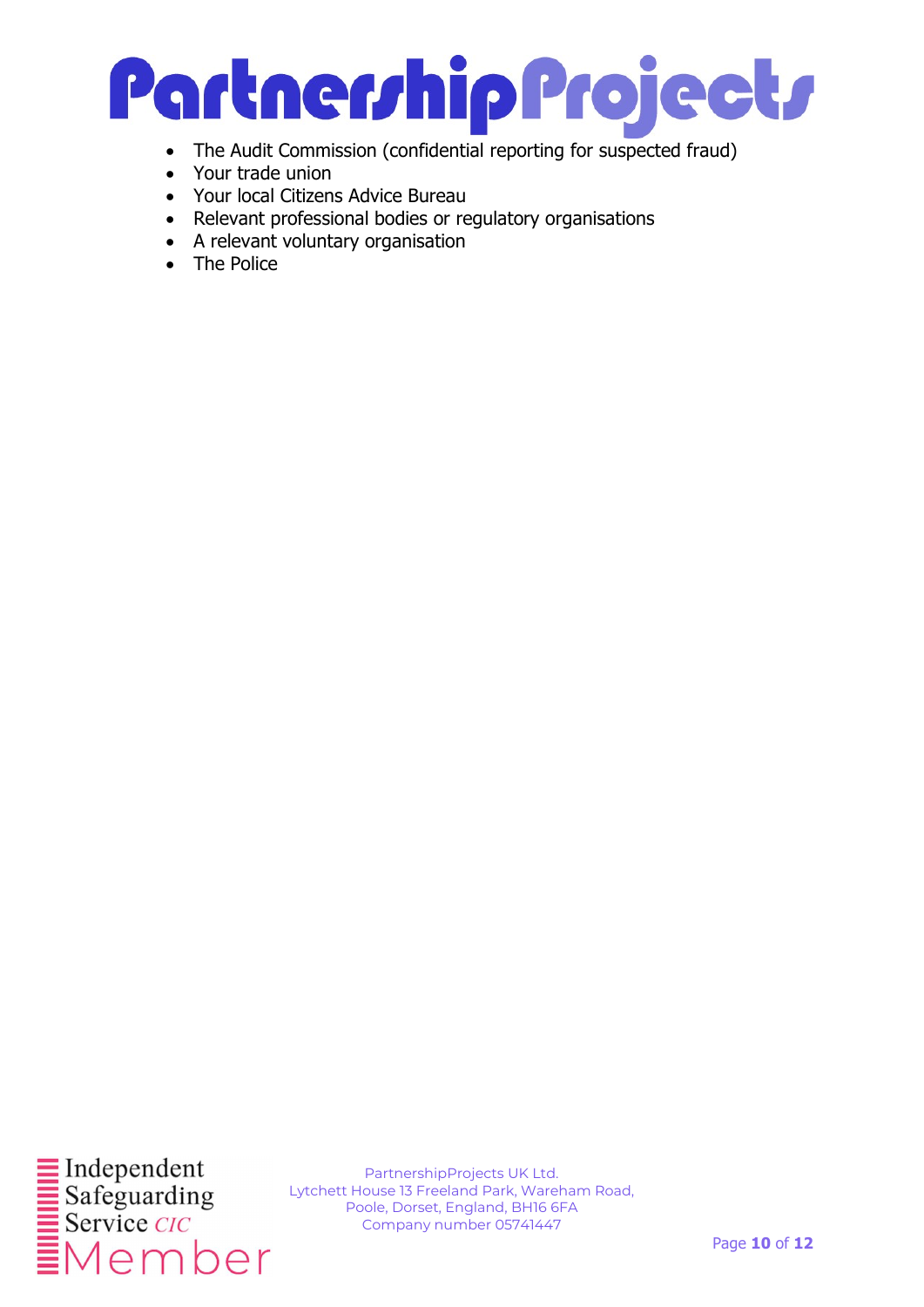- The Audit Commission (confidential reporting for suspected fraud)
- Your trade union
- Your local Citizens Advice Bureau
- Relevant professional bodies or regulatory organisations
- A relevant voluntary organisation
- The Police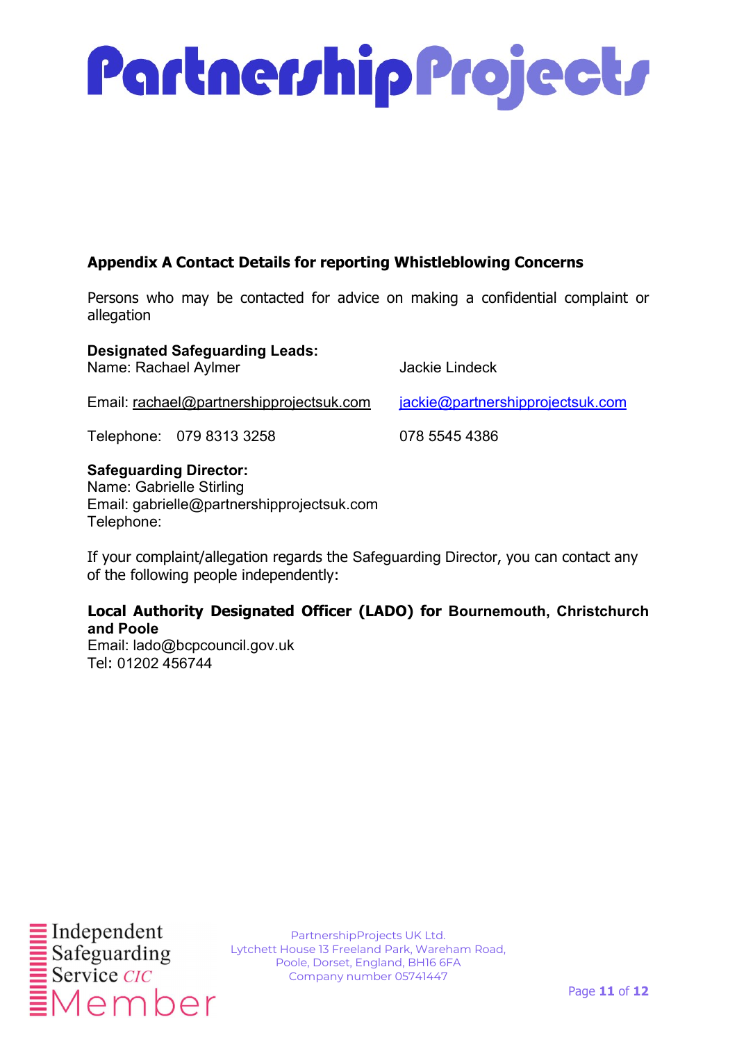## Appendix A Contact Details for reporting Whistleblowing Concerns

Persons who may be contacted for advice on making a confidential complaint or allegation

**Designated Safeguarding Leads:**

| | | |
|---|---|---|
| Name: | Rachael Aylmer | Jackie Lindeck |
| Email: | rachael@partnershipprojectsuk.com | jackie@partnershipprojectsuk.com |
| Telephone: | 079 8313 3258 | 078 5545 4386 |

**Safeguarding Director:**
Name: Gabrielle Stirling
Email: gabrielle@partnershipprojectsuk.com
Telephone:

If your complaint/allegation regards the Safeguarding Director, you can contact any of the following people independently:

**Local Authority Designated Officer (LADO) for Bournemouth, Christchurch and Poole**
Email: lado@bcpcouncil.gov.uk
Tel: 01202 456744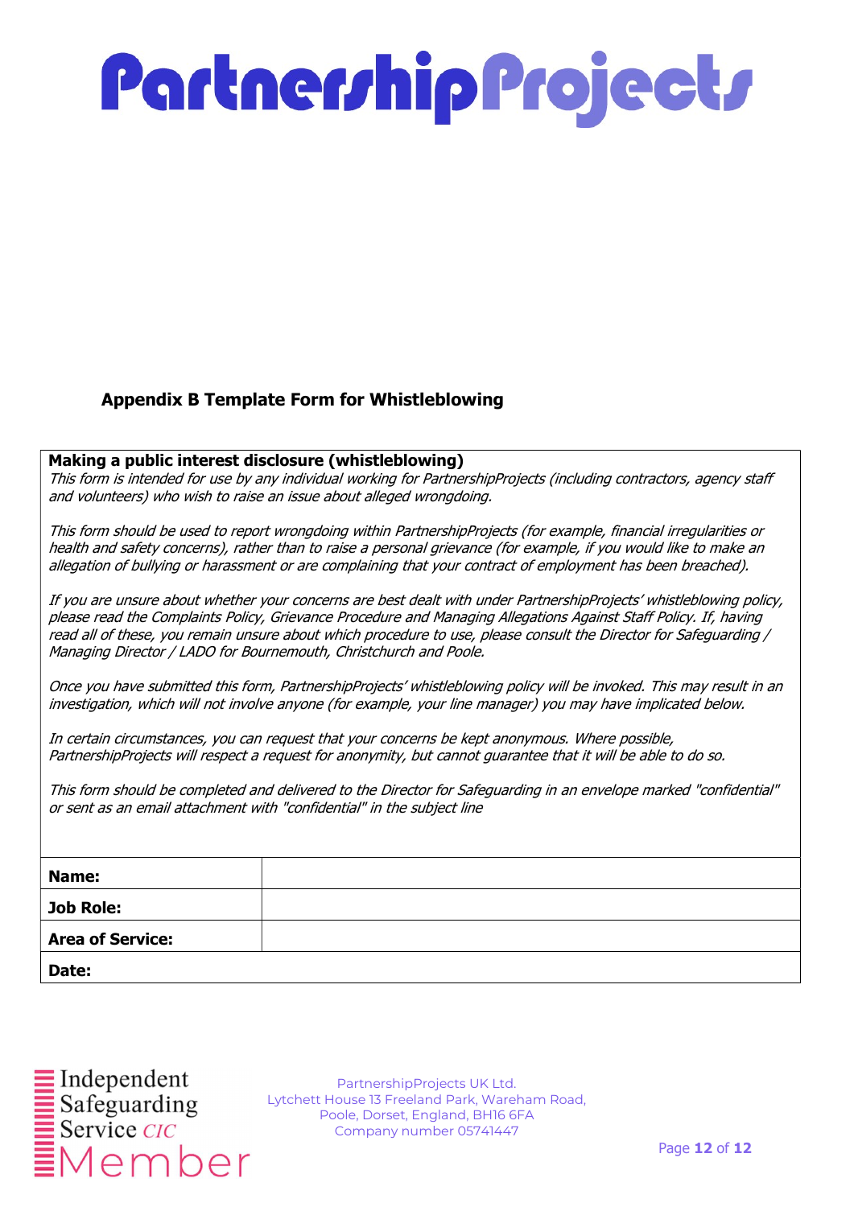# PartnershipProjects

## Appendix B Template Form for Whistleblowing

**Making a public interest disclosure (whistleblowing)**

*This form is intended for use by any individual working for PartnershipProjects (including contractors, agency staff and volunteers) who wish to raise an issue about alleged wrongdoing.*

*This form should be used to report wrongdoing within PartnershipProjects (for example, financial irregularities or health and safety concerns), rather than to raise a personal grievance (for example, if you would like to make an allegation of bullying or harassment or are complaining that your contract of employment has been breached).*

*If you are unsure about whether your concerns are best dealt with under PartnershipProjects' whistleblowing policy, please read the Complaints Policy, Grievance Procedure and Managing Allegations Against Staff Policy. If, having read all of these, you remain unsure about which procedure to use, please consult the Director for Safeguarding / Managing Director / LADO for Bournemouth, Christchurch and Poole.*

*Once you have submitted this form, PartnershipProjects' whistleblowing policy will be invoked. This may result in an investigation, which will not involve anyone (for example, your line manager) you may have implicated below.*

*In certain circumstances, you can request that your concerns be kept anonymous. Where possible, PartnershipProjects will respect a request for anonymity, but cannot guarantee that it will be able to do so.*

*This form should be completed and delivered to the Director for Safeguarding in an envelope marked "confidential" or sent as an email attachment with "confidential" in the subject line*

| | |
|---|---|
| **Name:** | |
| **Job Role:** | |
| **Area of Service:** | |
| **Date:** | |

Independent Safeguarding Service CIC Member

PartnershipProjects UK Ltd.
Lytchett House 13 Freeland Park, Wareham Road,
Poole, Dorset, England, BH16 6FA
Company number 05741447